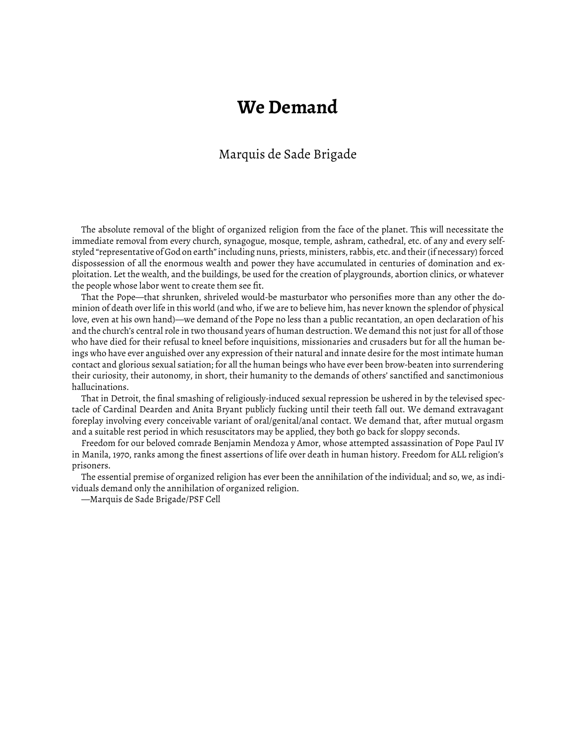# We Demand

Marquis de Sade Brigade

The absolute removal of the blight of organized religion from the face of the planet. This will necessitate the immediate removal from every church, synagogue, mosque, temple, ashram, cathedral, etc. of any and every self-styled "representative of God on earth" including nuns, priests, ministers, rabbis, etc. and their (if necessary) forced dispossession of all the enormous wealth and power they have accumulated in centuries of domination and exploitation. Let the wealth, and the buildings, be used for the creation of playgrounds, abortion clinics, or whatever the people whose labor went to create them see fit.

That the Pope—that shrunken, shriveled would-be masturbator who personifies more than any other the dominion of death over life in this world (and who, if we are to believe him, has never known the splendor of physical love, even at his own hand)—we demand of the Pope no less than a public recantation, an open declaration of his and the church's central role in two thousand years of human destruction. We demand this not just for all of those who have died for their refusal to kneel before inquisitions, missionaries and crusaders but for all the human beings who have ever anguished over any expression of their natural and innate desire for the most intimate human contact and glorious sexual satiation; for all the human beings who have ever been brow-beaten into surrendering their curiosity, their autonomy, in short, their humanity to the demands of others' sanctified and sanctimonious hallucinations.

That in Detroit, the final smashing of religiously-induced sexual repression be ushered in by the televised spectacle of Cardinal Dearden and Anita Bryant publicly fucking until their teeth fall out. We demand extravagant foreplay involving every conceivable variant of oral/genital/anal contact. We demand that, after mutual orgasm and a suitable rest period in which resuscitators may be applied, they both go back for sloppy seconds.

Freedom for our beloved comrade Benjamin Mendoza y Amor, whose attempted assassination of Pope Paul IV in Manila, 1970, ranks among the finest assertions of life over death in human history. Freedom for ALL religion's prisoners.

The essential premise of organized religion has ever been the annihilation of the individual; and so, we, as individuals demand only the annihilation of organized religion.

—Marquis de Sade Brigade/PSF Cell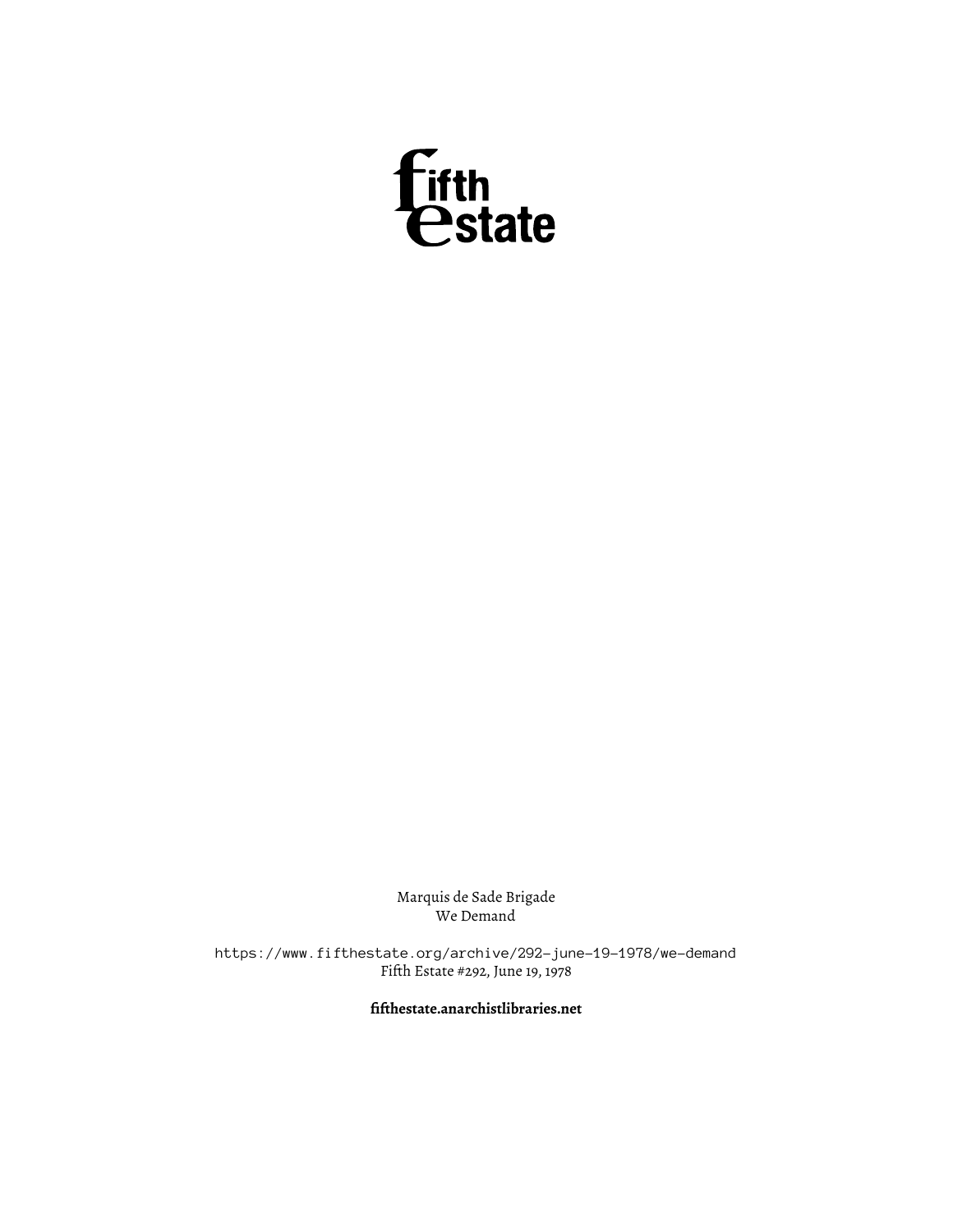Fifth Estate

Marquis de Sade Brigade
We Demand

https://www.fifthestate.org/archive/292-june-19-1978/we-demand
Fifth Estate #292, June 19, 1978

**fifthestate.anarchistlibraries.net**